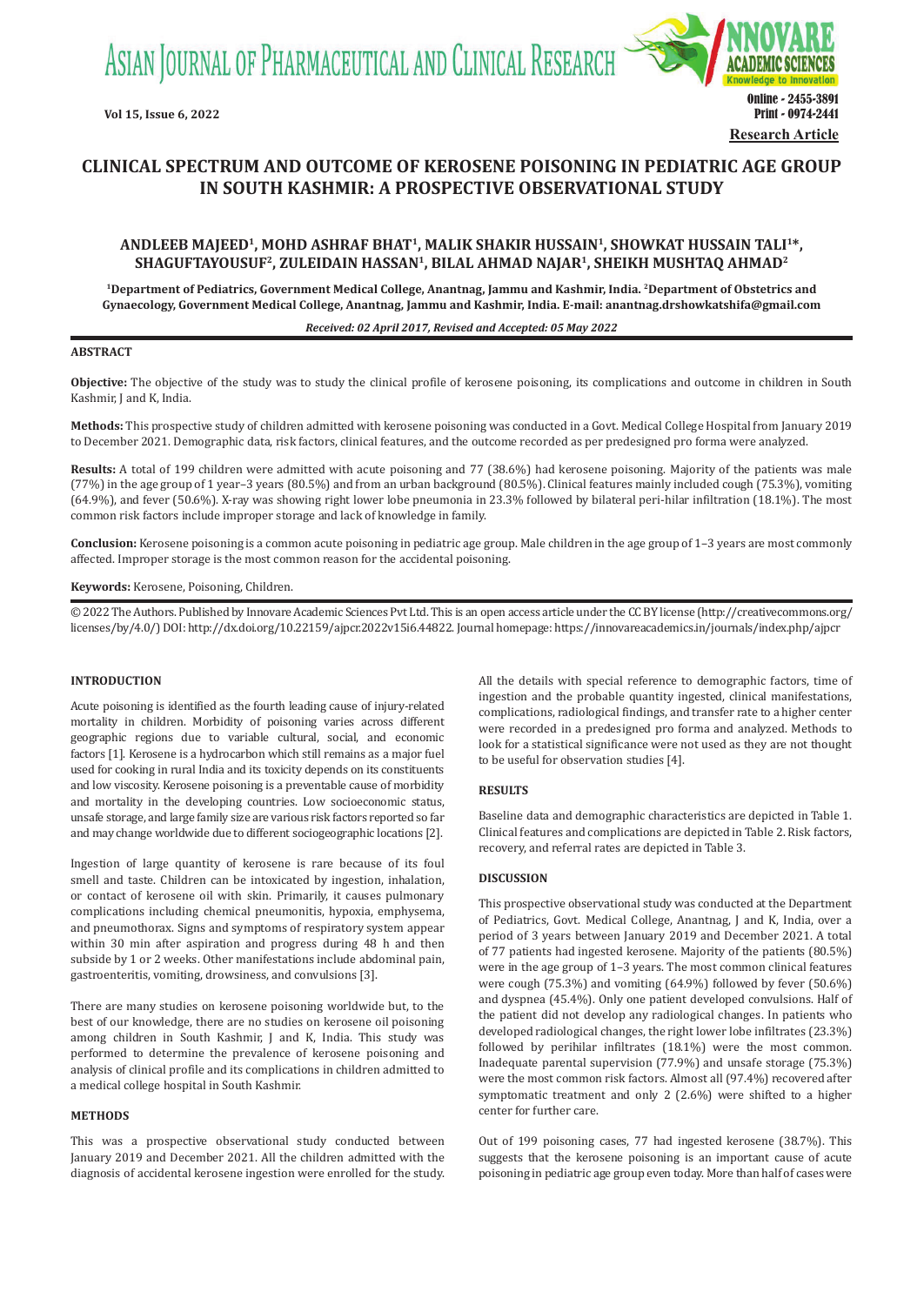Research Article

# CLINICAL SPECTRUM AND OUTCOME OF KEROSENE POISONING IN PEDIATRIC AGE GROUP IN SOUTH KASHMIR: A PROSPECTIVE OBSERVATIONAL STUDY

**ANDLEEB MAJEED[1], MOHD ASHRAF BHAT[1], MALIK SHAKIR HUSSAIN[1], SHOWKAT HUSSAIN TALI[1]\*, SHAGUFTAYOUSUF[2], ZULEIDAIN HASSAN[1], BILAL AHMAD NAJAR[1], SHEIKH MUSHTAQ AHMAD[2]**

**[1]Department of Pediatrics, Government Medical College, Anantnag, Jammu and Kashmir, India. [2]Department of Obstetrics and Gynaecology, Government Medical College, Anantnag, Jammu and Kashmir, India. E-mail: anantnag.drshowkatshifa@gmail.com**

***Received: 02 April 2017, Revised and Accepted: 05 May 2022***

## ABSTRACT

**Objective:** The objective of the study was to study the clinical profile of kerosene poisoning, its complications and outcome in children in South Kashmir, J and K, India.

**Methods:** This prospective study of children admitted with kerosene poisoning was conducted in a Govt. Medical College Hospital from January 2019 to December 2021. Demographic data, risk factors, clinical features, and the outcome recorded as per predesigned pro forma were analyzed.

**Results:** A total of 199 children were admitted with acute poisoning and 77 (38.6%) had kerosene poisoning. Majority of the patients was male (77%) in the age group of 1 year–3 years (80.5%) and from an urban background (80.5%). Clinical features mainly included cough (75.3%), vomiting (64.9%), and fever (50.6%). X-ray was showing right lower lobe pneumonia in 23.3% followed by bilateral peri-hilar infiltration (18.1%). The most common risk factors include improper storage and lack of knowledge in family.

**Conclusion:** Kerosene poisoning is a common acute poisoning in pediatric age group. Male children in the age group of 1–3 years are most commonly affected. Improper storage is the most common reason for the accidental poisoning.

**Keywords:** Kerosene, Poisoning, Children.

© 2022 The Authors. Published by Innovare Academic Sciences Pvt Ltd. This is an open access article under the CC BY license (http://creativecommons.org/licenses/by/4.0/) DOI: http://dx.doi.org/10.22159/ajpcr.2022v15i6.44822. Journal homepage: https://innovareacademics.in/journals/index.php/ajpcr

## INTRODUCTION

Acute poisoning is identified as the fourth leading cause of injury-related mortality in children. Morbidity of poisoning varies across different geographic regions due to variable cultural, social, and economic factors [1]. Kerosene is a hydrocarbon which still remains as a major fuel used for cooking in rural India and its toxicity depends on its constituents and low viscosity. Kerosene poisoning is a preventable cause of morbidity and mortality in the developing countries. Low socioeconomic status, unsafe storage, and large family size are various risk factors reported so far and may change worldwide due to different sociogeographic locations [2].

Ingestion of large quantity of kerosene is rare because of its foul smell and taste. Children can be intoxicated by ingestion, inhalation, or contact of kerosene oil with skin. Primarily, it causes pulmonary complications including chemical pneumonitis, hypoxia, emphysema, and pneumothorax. Signs and symptoms of respiratory system appear within 30 min after aspiration and progress during 48 h and then subside by 1 or 2 weeks. Other manifestations include abdominal pain, gastroenteritis, vomiting, drowsiness, and convulsions [3].

There are many studies on kerosene poisoning worldwide but, to the best of our knowledge, there are no studies on kerosene oil poisoning among children in South Kashmir, J and K, India. This study was performed to determine the prevalence of kerosene poisoning and analysis of clinical profile and its complications in children admitted to a medical college hospital in South Kashmir.

## METHODS

This was a prospective observational study conducted between January 2019 and December 2021. All the children admitted with the diagnosis of accidental kerosene ingestion were enrolled for the study. All the details with special reference to demographic factors, time of ingestion and the probable quantity ingested, clinical manifestations, complications, radiological findings, and transfer rate to a higher center were recorded in a predesigned pro forma and analyzed. Methods to look for a statistical significance were not used as they are not thought to be useful for observation studies [4].

## RESULTS

Baseline data and demographic characteristics are depicted in Table 1. Clinical features and complications are depicted in Table 2. Risk factors, recovery, and referral rates are depicted in Table 3.

## DISCUSSION

This prospective observational study was conducted at the Department of Pediatrics, Govt. Medical College, Anantnag, J and K, India, over a period of 3 years between January 2019 and December 2021. A total of 77 patients had ingested kerosene. Majority of the patients (80.5%) were in the age group of 1–3 years. The most common clinical features were cough (75.3%) and vomiting (64.9%) followed by fever (50.6%) and dyspnea (45.4%). Only one patient developed convulsions. Half of the patient did not develop any radiological changes. In patients who developed radiological changes, the right lower lobe infiltrates (23.3%) followed by perihilar infiltrates (18.1%) were the most common. Inadequate parental supervision (77.9%) and unsafe storage (75.3%) were the most common risk factors. Almost all (97.4%) recovered after symptomatic treatment and only 2 (2.6%) were shifted to a higher center for further care.

Out of 199 poisoning cases, 77 had ingested kerosene (38.7%). This suggests that the kerosene poisoning is an important cause of acute poisoning in pediatric age group even today. More than half of cases were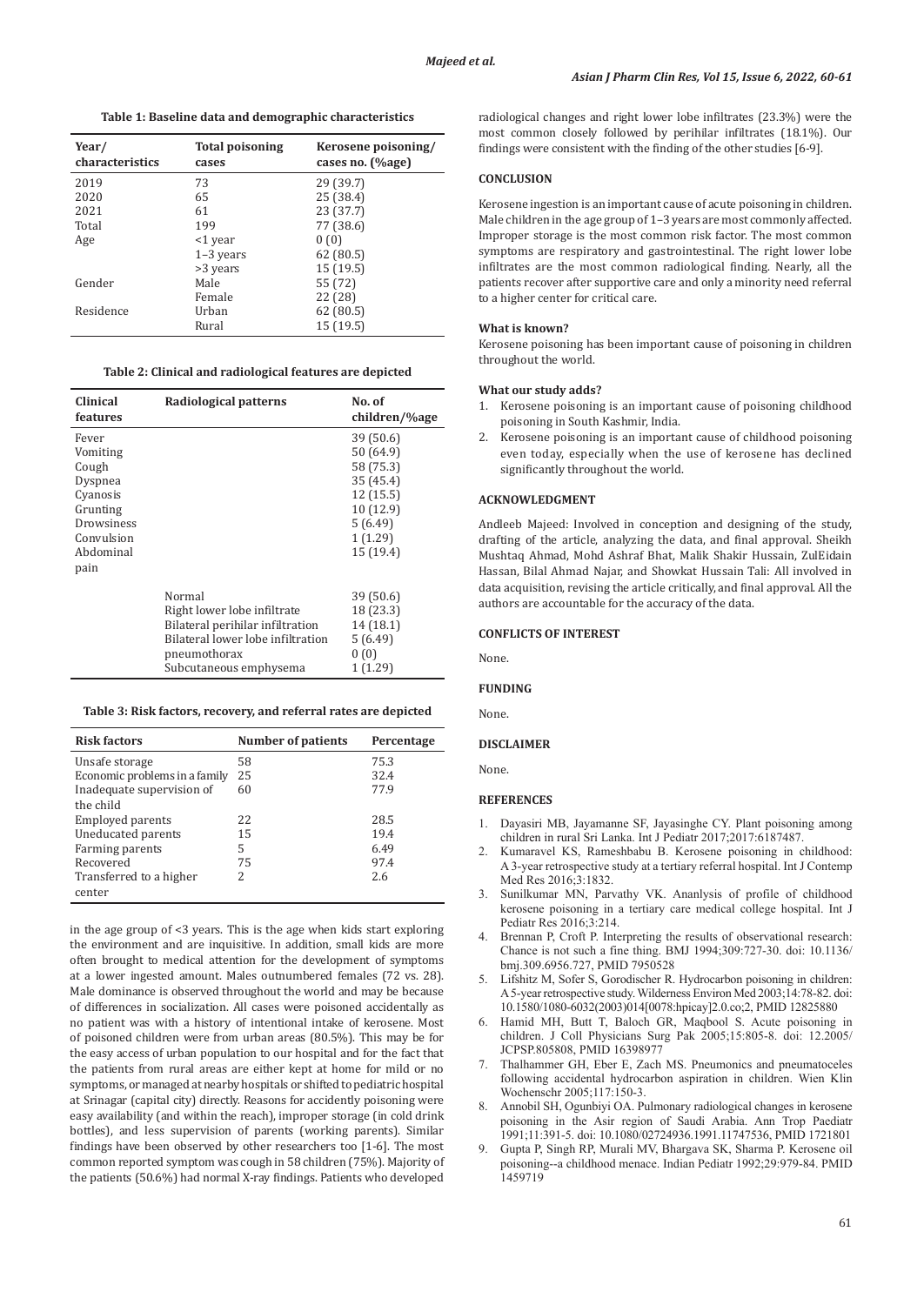**Table 1: Baseline data and demographic characteristics**

| Year/ characteristics | Total poisoning cases | Kerosene poisoning/ cases no. (%age) |
|---|---|---|
| 2019 | 73 | 29 (39.7) |
| 2020 | 65 | 25 (38.4) |
| 2021 | 61 | 23 (37.7) |
| Total | 199 | 77 (38.6) |
| Age | <1 year | 0 (0) |
| | 1–3 years | 62 (80.5) |
| | >3 years | 15 (19.5) |
| Gender | Male | 55 (72) |
| | Female | 22 (28) |
| Residence | Urban | 62 (80.5) |
| | Rural | 15 (19.5) |

**Table 2: Clinical and radiological features are depicted**

| Clinical features | Radiological patterns | No. of children/%age |
|---|---|---|
| Fever | | 39 (50.6) |
| Vomiting | | 50 (64.9) |
| Cough | | 58 (75.3) |
| Dyspnea | | 35 (45.4) |
| Cyanosis | | 12 (15.5) |
| Grunting | | 10 (12.9) |
| Drowsiness | | 5 (6.49) |
| Convulsion | | 1 (1.29) |
| Abdominal pain | | 15 (19.4) |
| | Normal | 39 (50.6) |
| | Right lower lobe infiltrate | 18 (23.3) |
| | Bilateral perihilar infiltration | 14 (18.1) |
| | Bilateral lower lobe infiltration | 5 (6.49) |
| | pneumothorax | 0 (0) |
| | Subcutaneous emphysema | 1 (1.29) |

**Table 3: Risk factors, recovery, and referral rates are depicted**

| Risk factors | Number of patients | Percentage |
|---|---|---|
| Unsafe storage | 58 | 75.3 |
| Economic problems in a family | 25 | 32.4 |
| Inadequate supervision of the child | 60 | 77.9 |
| Employed parents | 22 | 28.5 |
| Uneducated parents | 15 | 19.4 |
| Farming parents | 5 | 6.49 |
| Recovered | 75 | 97.4 |
| Transferred to a higher center | 2 | 2.6 |

in the age group of <3 years. This is the age when kids start exploring the environment and are inquisitive. In addition, small kids are more often brought to medical attention for the development of symptoms at a lower ingested amount. Males outnumbered females (72 vs. 28). Male dominance is observed throughout the world and may be because of differences in socialization. All cases were poisoned accidentally as no patient was with a history of intentional intake of kerosene. Most of poisoned children were from urban areas (80.5%). This may be for the easy access of urban population to our hospital and for the fact that the patients from rural areas are either kept at home for mild or no symptoms, or managed at nearby hospitals or shifted to pediatric hospital at Srinagar (capital city) directly. Reasons for accidently poisoning were easy availability (and within the reach), improper storage (in cold drink bottles), and less supervision of parents (working parents). Similar findings have been observed by other researchers too [1-6]. The most common reported symptom was cough in 58 children (75%). Majority of the patients (50.6%) had normal X-ray findings. Patients who developed radiological changes and right lower lobe infiltrates (23.3%) were the most common closely followed by perihilar infiltrates (18.1%). Our findings were consistent with the finding of the other studies [6-9].

## CONCLUSION

Kerosene ingestion is an important cause of acute poisoning in children. Male children in the age group of 1–3 years are most commonly affected. Improper storage is the most common risk factor. The most common symptoms are respiratory and gastrointestinal. The right lower lobe infiltrates are the most common radiological finding. Nearly, all the patients recover after supportive care and only a minority need referral to a higher center for critical care.

### What is known?

Kerosene poisoning has been important cause of poisoning in children throughout the world.

### What our study adds?

1. Kerosene poisoning is an important cause of poisoning childhood poisoning in South Kashmir, India.
2. Kerosene poisoning is an important cause of childhood poisoning even today, especially when the use of kerosene has declined significantly throughout the world.

## ACKNOWLEDGMENT

Andleeb Majeed: Involved in conception and designing of the study, drafting of the article, analyzing the data, and final approval. Sheikh Mushtaq Ahmad, Mohd Ashraf Bhat, Malik Shakir Hussain, ZulEidain Hassan, Bilal Ahmad Najar, and Showkat Hussain Tali: All involved in data acquisition, revising the article critically, and final approval. All the authors are accountable for the accuracy of the data.

## CONFLICTS OF INTEREST

None.

## FUNDING

None.

## DISCLAIMER

None.

## REFERENCES

1. Dayasiri MB, Jayamanne SF, Jayasinghe CY. Plant poisoning among children in rural Sri Lanka. Int J Pediatr 2017;2017:6187487.
2. Kumaravel KS, Rameshbabu B. Kerosene poisoning in childhood: A 3-year retrospective study at a tertiary referral hospital. Int J Contemp Med Res 2016;3:1832.
3. Sunilkumar MN, Parvathy VK. Ananlysis of profile of childhood kerosene poisoning in a tertiary care medical college hospital. Int J Pediatr Res 2016;3:214.
4. Brennan P, Croft P. Interpreting the results of observational research: Chance is not such a fine thing. BMJ 1994;309:727-30. doi: 10.1136/bmj.309.6956.727, PMID 7950528
5. Lifshitz M, Sofer S, Gorodischer R. Hydrocarbon poisoning in children: A 5-year retrospective study. Wilderness Environ Med 2003;14:78-82. doi: 10.1580/1080-6032(2003)014[0078:hpicay]2.0.co;2, PMID 12825880
6. Hamid MH, Butt T, Baloch GR, Maqbool S. Acute poisoning in children. J Coll Physicians Surg Pak 2005;15:805-8. doi: 12.2005/JCPSP.805808, PMID 16398977
7. Thalhammer GH, Eber E, Zach MS. Pneumonics and pneumatoceles following accidental hydrocarbon aspiration in children. Wien Klin Wochenschr 2005;117:150-3.
8. Annobil SH, Ogunbiyi OA. Pulmonary radiological changes in kerosene poisoning in the Asir region of Saudi Arabia. Ann Trop Paediatr 1991;11:391-5. doi: 10.1080/02724936.1991.11747536, PMID 1721801
9. Gupta P, Singh RP, Murali MV, Bhargava SK, Sharma P. Kerosene oil poisoning--a childhood menace. Indian Pediatr 1992;29:979-84. PMID 1459719